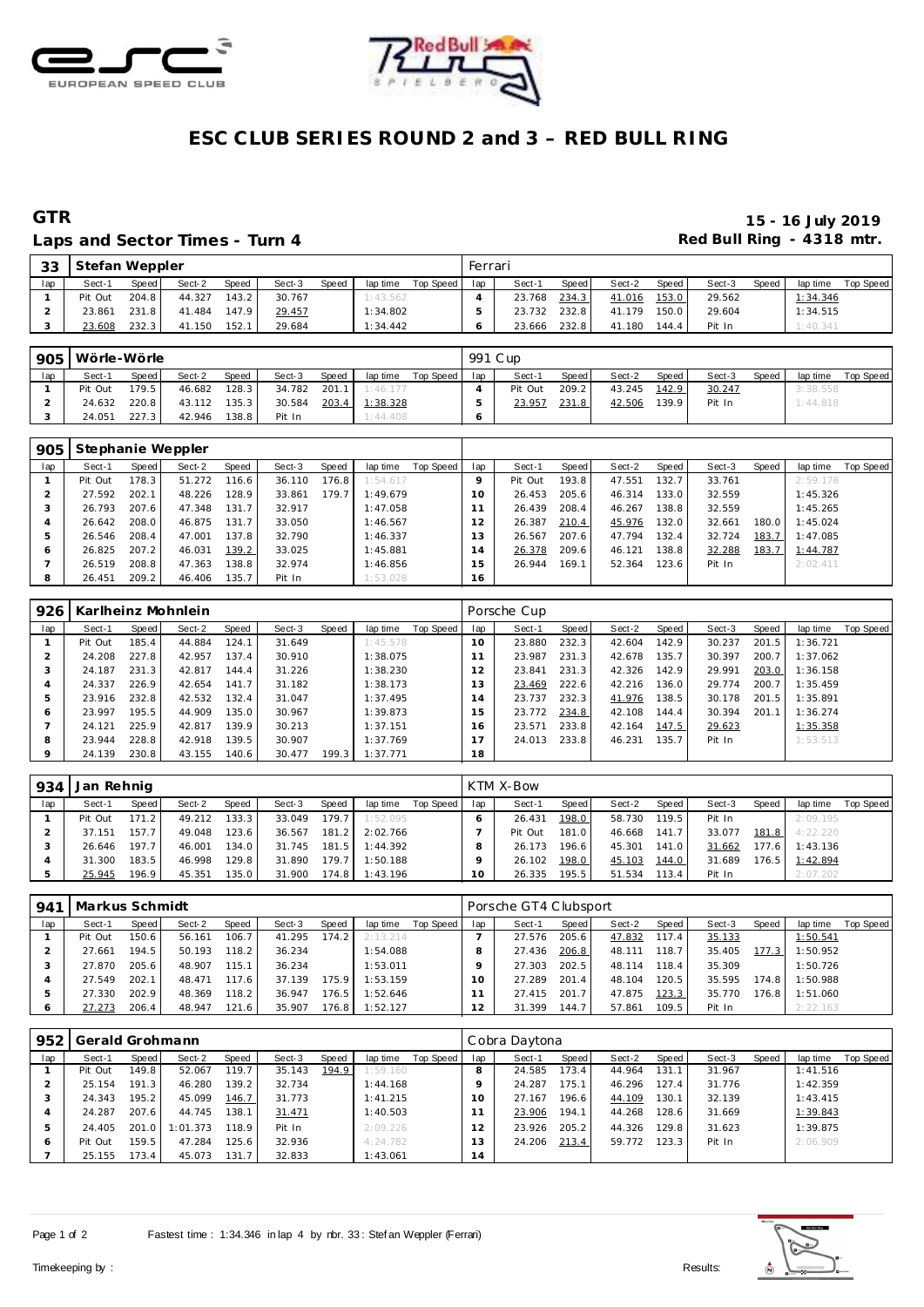# ESC CLUB SERIES ROUND 2 and 3 – RED BULL RING

## GTR

**15 - 16 July 2019**

**Laps and Sector Times - Turn 4**

**Red Bull Ring - 4318 mtr.**

### 33 Stefan Weppler — Ferrari

| lap | Sect-1 | Speed | Sect-2 | Speed | Sect-3 | Speed | lap time | Top Speed | lap | Sect-1 | Speed | Sect-2 | Speed | Sect-3 | Speed | lap time | Top Speed |
|---|---|---|---|---|---|---|---|---|---|---|---|---|---|---|---|---|---|
| 1 | Pit Out | 204.8 | 44.327 | 143.2 | 30.767 | | 1:43.562 | | 4 | 23.768 | 234.3 | 41.016 | 153.0 | 29.562 | | 1:34.346 | |
| 2 | 23.861 | 231.8 | 41.484 | 147.9 | 29.457 | | 1:34.802 | | 5 | 23.732 | 232.8 | 41.179 | 150.0 | 29.604 | | 1:34.515 | |
| 3 | 23.608 | 232.3 | 41.150 | 152.1 | 29.684 | | 1:34.442 | | 6 | 23.666 | 232.8 | 41.180 | 144.4 | Pit In | | 1:40.341 | |

### 905 Wörle-Wörle — 991 Cup

| lap | Sect-1 | Speed | Sect-2 | Speed | Sect-3 | Speed | lap time | Top Speed | lap | Sect-1 | Speed | Sect-2 | Speed | Sect-3 | Speed | lap time | Top Speed |
|---|---|---|---|---|---|---|---|---|---|---|---|---|---|---|---|---|---|
| 1 | Pit Out | 179.5 | 46.682 | 128.3 | 34.782 | 201.1 | 1:46.177 | | 4 | Pit Out | 209.2 | 43.245 | 142.9 | 30.247 | | 3:38.558 | |
| 2 | 24.632 | 220.8 | 43.112 | 135.3 | 30.584 | 203.4 | 1:38.328 | | 5 | 23.957 | 231.8 | 42.506 | 139.9 | Pit In | | 1:44.818 | |
| 3 | 24.051 | 227.3 | 42.946 | 138.8 | Pit In | | 1:44.408 | | 6 | | | | | | | | |

### 905 Stephanie Weppler

| lap | Sect-1 | Speed | Sect-2 | Speed | Sect-3 | Speed | lap time | Top Speed | lap | Sect-1 | Speed | Sect-2 | Speed | Sect-3 | Speed | lap time | Top Speed |
|---|---|---|---|---|---|---|---|---|---|---|---|---|---|---|---|---|---|
| 1 | Pit Out | 178.3 | 51.272 | 116.6 | 36.110 | 176.8 | 1:54.617 | | 9 | Pit Out | 193.8 | 47.551 | 132.7 | 33.761 | | 2:59.178 | |
| 2 | 27.592 | 202.1 | 48.226 | 128.9 | 33.861 | 179.7 | 1:49.679 | | 10 | 26.453 | 205.6 | 46.314 | 133.0 | 32.559 | | 1:45.326 | |
| 3 | 26.793 | 207.6 | 47.348 | 131.7 | 32.917 | | 1:47.058 | | 11 | 26.439 | 208.4 | 46.267 | 138.8 | 32.559 | | 1:45.265 | |
| 4 | 26.642 | 208.0 | 46.875 | 131.7 | 33.050 | | 1:46.567 | | 12 | 26.387 | 210.4 | 45.976 | 132.0 | 32.661 | 180.0 | 1:45.024 | |
| 5 | 26.546 | 208.4 | 47.001 | 137.8 | 32.790 | | 1:46.337 | | 13 | 26.567 | 207.6 | 47.794 | 132.4 | 32.724 | 183.7 | 1:47.085 | |
| 6 | 26.825 | 207.2 | 46.031 | 139.2 | 33.025 | | 1:45.881 | | 14 | 26.378 | 209.6 | 46.121 | 138.8 | 32.288 | 183.7 | 1:44.787 | |
| 7 | 26.519 | 208.8 | 47.363 | 138.8 | 32.974 | | 1:46.856 | | 15 | 26.944 | 169.1 | 52.364 | 123.6 | Pit In | | 2:02.411 | |
| 8 | 26.451 | 209.2 | 46.406 | 135.7 | Pit In | | 1:53.028 | | 16 | | | | | | | | |

### 926 Karlheinz Mohnlein — Porsche Cup

| lap | Sect-1 | Speed | Sect-2 | Speed | Sect-3 | Speed | lap time | Top Speed | lap | Sect-1 | Speed | Sect-2 | Speed | Sect-3 | Speed | lap time | Top Speed |
|---|---|---|---|---|---|---|---|---|---|---|---|---|---|---|---|---|---|
| 1 | Pit Out | 185.4 | 44.884 | 124.1 | 31.649 | | 1:45.578 | | 10 | 23.880 | 232.3 | 42.604 | 142.9 | 30.237 | 201.5 | 1:36.721 | |
| 2 | 24.208 | 227.8 | 42.957 | 137.4 | 30.910 | | 1:38.075 | | 11 | 23.987 | 231.3 | 42.678 | 135.7 | 30.397 | 200.7 | 1:37.062 | |
| 3 | 24.187 | 231.3 | 42.817 | 144.4 | 31.226 | | 1:38.230 | | 12 | 23.841 | 231.3 | 42.326 | 142.9 | 29.991 | 203.0 | 1:36.158 | |
| 4 | 24.337 | 226.9 | 42.654 | 141.7 | 31.182 | | 1:38.173 | | 13 | 23.469 | 222.6 | 42.216 | 136.0 | 29.774 | 200.7 | 1:35.459 | |
| 5 | 23.916 | 232.8 | 42.532 | 132.4 | 31.047 | | 1:37.495 | | 14 | 23.737 | 232.3 | 41.976 | 138.5 | 30.178 | 201.5 | 1:35.891 | |
| 6 | 23.997 | 195.5 | 44.909 | 135.0 | 30.967 | | 1:39.873 | | 15 | 23.772 | 234.8 | 42.108 | 144.4 | 30.394 | 201.1 | 1:36.274 | |
| 7 | 24.121 | 225.9 | 42.817 | 139.9 | 30.213 | | 1:37.151 | | 16 | 23.571 | 233.8 | 42.164 | 147.5 | 29.623 | | 1:35.358 | |
| 8 | 23.944 | 228.8 | 42.918 | 139.5 | 30.907 | | 1:37.769 | | 17 | 24.013 | 233.8 | 46.231 | 135.7 | Pit In | | 1:53.513 | |
| 9 | 24.139 | 230.8 | 43.155 | 140.6 | 30.477 | 199.3 | 1:37.771 | | 18 | | | | | | | | |

### 934 Jan Rehnig — KTM X-Bow

| lap | Sect-1 | Speed | Sect-2 | Speed | Sect-3 | Speed | lap time | Top Speed | lap | Sect-1 | Speed | Sect-2 | Speed | Sect-3 | Speed | lap time | Top Speed |
|---|---|---|---|---|---|---|---|---|---|---|---|---|---|---|---|---|---|
| 1 | Pit Out | 171.2 | 49.212 | 133.3 | 33.049 | 179.7 | 1:52.095 | | 6 | 26.431 | 198.0 | 58.730 | 119.5 | Pit In | | 2:09.195 | |
| 2 | 37.151 | 157.7 | 49.048 | 123.6 | 36.567 | 181.2 | 2:02.766 | | 7 | Pit Out | 181.0 | 46.668 | 141.7 | 33.077 | 181.8 | 4:22.220 | |
| 3 | 26.646 | 197.7 | 46.001 | 134.0 | 31.745 | 181.5 | 1:44.392 | | 8 | 26.173 | 196.6 | 45.301 | 141.0 | 31.662 | 177.6 | 1:43.136 | |
| 4 | 31.300 | 183.5 | 46.998 | 129.8 | 31.890 | 179.7 | 1:50.188 | | 9 | 26.102 | 198.0 | 45.103 | 144.0 | 31.689 | 176.5 | 1:42.894 | |
| 5 | 25.945 | 196.9 | 45.351 | 135.0 | 31.900 | 174.8 | 1:43.196 | | 10 | 26.335 | 195.5 | 51.534 | 113.4 | Pit In | | 2:07.202 | |

### 941 Markus Schmidt — Porsche GT4 Clubsport

| lap | Sect-1 | Speed | Sect-2 | Speed | Sect-3 | Speed | lap time | Top Speed | lap | Sect-1 | Speed | Sect-2 | Speed | Sect-3 | Speed | lap time | Top Speed |
|---|---|---|---|---|---|---|---|---|---|---|---|---|---|---|---|---|---|
| 1 | Pit Out | 150.6 | 56.161 | 106.7 | 41.295 | 174.2 | 2:13.214 | | 7 | 27.576 | 205.6 | 47.832 | 117.4 | 35.133 | | 1:50.541 | |
| 2 | 27.661 | 194.5 | 50.193 | 118.2 | 36.234 | | 1:54.088 | | 8 | 27.436 | 206.8 | 48.111 | 118.7 | 35.405 | 177.3 | 1:50.952 | |
| 3 | 27.870 | 205.6 | 48.907 | 115.1 | 36.234 | | 1:53.011 | | 9 | 27.303 | 202.5 | 48.114 | 118.4 | 35.309 | | 1:50.726 | |
| 4 | 27.549 | 202.1 | 48.471 | 117.6 | 37.139 | 175.9 | 1:53.159 | | 10 | 27.289 | 201.4 | 48.104 | 120.5 | 35.595 | 174.8 | 1:50.988 | |
| 5 | 27.330 | 202.9 | 48.369 | 118.2 | 36.947 | 176.5 | 1:52.646 | | 11 | 27.415 | 201.7 | 47.875 | 123.3 | 35.770 | 176.8 | 1:51.060 | |
| 6 | 27.273 | 206.4 | 48.947 | 121.6 | 35.907 | 176.8 | 1:52.127 | | 12 | 31.399 | 144.7 | 57.861 | 109.5 | Pit In | | 2:22.163 | |

### 952 Gerald Grohmann — Cobra Daytona

| lap | Sect-1 | Speed | Sect-2 | Speed | Sect-3 | Speed | lap time | Top Speed | lap | Sect-1 | Speed | Sect-2 | Speed | Sect-3 | Speed | lap time | Top Speed |
|---|---|---|---|---|---|---|---|---|---|---|---|---|---|---|---|---|---|
| 1 | Pit Out | 149.8 | 52.067 | 119.7 | 35.143 | 194.9 | 1:59.160 | | 8 | 24.585 | 173.4 | 44.964 | 131.1 | 31.967 | | 1:41.516 | |
| 2 | 25.154 | 191.3 | 46.280 | 139.2 | 32.734 | | 1:44.168 | | 9 | 24.287 | 175.1 | 46.296 | 127.4 | 31.776 | | 1:42.359 | |
| 3 | 24.343 | 195.2 | 45.099 | 146.7 | 31.773 | | 1:41.215 | | 10 | 27.167 | 196.6 | 44.109 | 130.1 | 32.139 | | 1:43.415 | |
| 4 | 24.287 | 207.6 | 44.745 | 138.1 | 31.471 | | 1:40.503 | | 11 | 23.906 | 194.1 | 44.268 | 128.6 | 31.669 | | 1:39.843 | |
| 5 | 24.405 | 201.0 | 1:01.373 | 118.9 | Pit In | | 2:09.226 | | 12 | 23.926 | 205.2 | 44.326 | 129.8 | 31.623 | | 1:39.875 | |
| 6 | Pit Out | 159.5 | 47.284 | 125.6 | 32.936 | | 4:24.782 | | 13 | 24.206 | 213.4 | 59.772 | 123.3 | Pit In | | 2:06.909 | |
| 7 | 25.155 | 173.4 | 45.073 | 131.7 | 32.833 | | 1:43.061 | | 14 | | | | | | | | |

Fastest time : 1:34.346 in lap 4 by nbr. 33 : Stefan Weppler (Ferrari)

Timekeeping by : Results: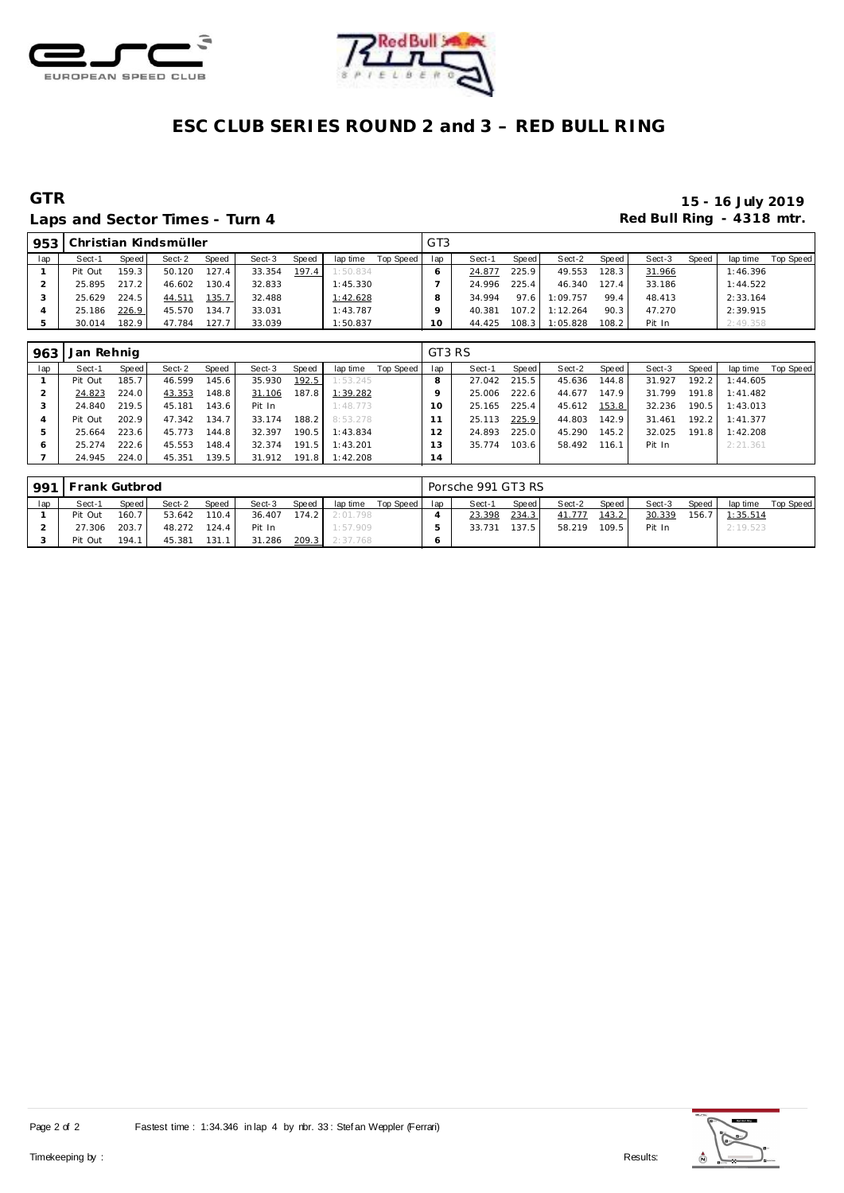# ESC CLUB SERIES ROUND 2 and 3 – RED BULL RING

## GTR

**Laps and Sector Times - Turn 4**

**15 - 16 July 2019**
**Red Bull Ring - 4318 mtr.**

| 953 | Christian Kindsmüller | | | | | | | | GT3 | | | | | | | | |
|---|---|---|---|---|---|---|---|---|---|---|---|---|---|---|---|---|---|
| lap | Sect-1 | Speed | Sect-2 | Speed | Sect-3 | Speed | lap time | Top Speed | lap | Sect-1 | Speed | Sect-2 | Speed | Sect-3 | Speed | lap time | Top Speed |
| 1 | Pit Out | 159.3 | 50.120 | 127.4 | 33.354 | 197.4 | 1:50.834 | | 6 | 24.877 | 225.9 | 49.553 | 128.3 | 31.966 | | 1:46.396 | |
| 2 | 25.895 | 217.2 | 46.602 | 130.4 | 32.833 | | 1:45.330 | | 7 | 24.996 | 225.4 | 46.340 | 127.4 | 33.186 | | 1:44.522 | |
| 3 | 25.629 | 224.5 | 44.511 | 135.7 | 32.488 | | 1:42.628 | | 8 | 34.994 | 97.6 | 1:09.757 | 99.4 | 48.413 | | 2:33.164 | |
| 4 | 25.186 | 226.9 | 45.570 | 134.7 | 33.031 | | 1:43.787 | | 9 | 40.381 | 107.2 | 1:12.264 | 90.3 | 47.270 | | 2:39.915 | |
| 5 | 30.014 | 182.9 | 47.784 | 127.7 | 33.039 | | 1:50.837 | | 10 | 44.425 | 108.3 | 1:05.828 | 108.2 | Pit In | | 2:49.358 | |

| 963 | Jan Rehnig | | | | | | | | GT3 RS | | | | | | | | |
|---|---|---|---|---|---|---|---|---|---|---|---|---|---|---|---|---|---|
| lap | Sect-1 | Speed | Sect-2 | Speed | Sect-3 | Speed | lap time | Top Speed | lap | Sect-1 | Speed | Sect-2 | Speed | Sect-3 | Speed | lap time | Top Speed |
| 1 | Pit Out | 185.7 | 46.599 | 145.6 | 35.930 | 192.5 | 1:53.245 | | 8 | 27.042 | 215.5 | 45.636 | 144.8 | 31.927 | 192.2 | 1:44.605 | |
| 2 | 24.823 | 224.0 | 43.353 | 148.8 | 31.106 | 187.8 | 1:39.282 | | 9 | 25.006 | 222.6 | 44.677 | 147.9 | 31.799 | 191.8 | 1:41.482 | |
| 3 | 24.840 | 219.5 | 45.181 | 143.6 | Pit In | | 1:48.773 | | 10 | 25.165 | 225.4 | 45.612 | 153.8 | 32.236 | 190.5 | 1:43.013 | |
| 4 | Pit Out | 202.9 | 47.342 | 134.7 | 33.174 | 188.2 | 8:53.278 | | 11 | 25.113 | 225.9 | 44.803 | 142.9 | 31.461 | 192.2 | 1:41.377 | |
| 5 | 25.664 | 223.6 | 45.773 | 144.8 | 32.397 | 190.5 | 1:43.834 | | 12 | 24.893 | 225.0 | 45.290 | 145.2 | 32.025 | 191.8 | 1:42.208 | |
| 6 | 25.274 | 222.6 | 45.553 | 148.4 | 32.374 | 191.5 | 1:43.201 | | 13 | 35.774 | 103.6 | 58.492 | 116.1 | Pit In | | 2:21.361 | |
| 7 | 24.945 | 224.0 | 45.351 | 139.5 | 31.912 | 191.8 | 1:42.208 | | 14 | | | | | | | | |

| 991 | Frank Gutbrod | | | | | | | | Porsche 991 GT3 RS | | | | | | | | |
|---|---|---|---|---|---|---|---|---|---|---|---|---|---|---|---|---|---|
| lap | Sect-1 | Speed | Sect-2 | Speed | Sect-3 | Speed | lap time | Top Speed | lap | Sect-1 | Speed | Sect-2 | Speed | Sect-3 | Speed | lap time | Top Speed |
| 1 | Pit Out | 160.7 | 53.642 | 110.4 | 36.407 | 174.2 | 2:01.798 | | 4 | 23.398 | 234.3 | 41.777 | 143.2 | 30.339 | 156.7 | 1:35.514 | |
| 2 | 27.306 | 203.7 | 48.272 | 124.4 | Pit In | | 1:57.909 | | 5 | 33.731 | 137.5 | 58.219 | 109.5 | Pit In | | 2:19.523 | |
| 3 | Pit Out | 194.1 | 45.381 | 131.1 | 31.286 | 209.3 | 2:37.768 | | 6 | | | | | | | | |

Fastest time : 1:34.346 in lap 4 by nbr. 33 : Stefan Weppler (Ferrari)

Timekeeping by :

Results: